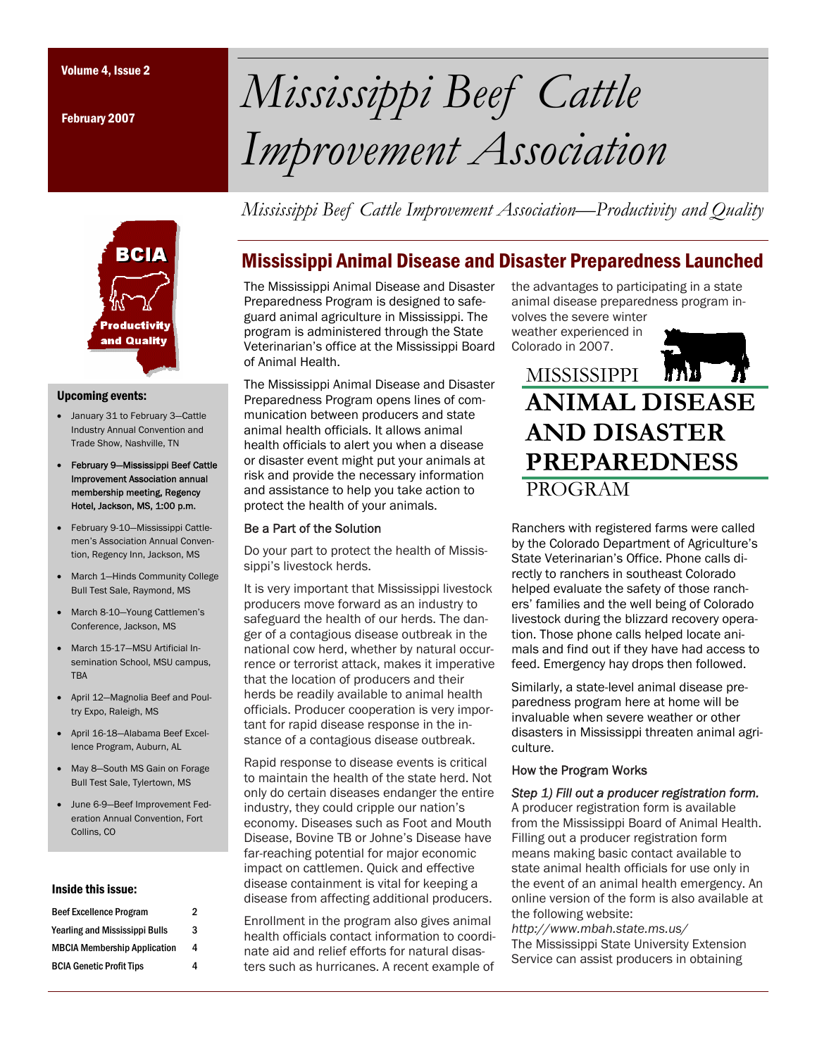Volume 4, Issue 2

February 2007

# Mississippi Beef Cattle Improvement Association

*Mississippi Beef Cattle Improvement Association—Productivity and Quality*

BCIA

Productivity and Quality

### Upcoming events:

- January 31 to February 3—Cattle Industry Annual Convention and Trade Show, Nashville, TN
- **February 9—Mississippi Beef Cattle Improvement Association annual membership meeting, Regency Hotel, Jackson, MS, 1:00 p.m.**
- February 9-10—Mississippi Cattlemen's Association Annual Convention, Regency Inn, Jackson, MS
- March 1—Hinds Community College Bull Test Sale, Raymond, MS
- March 8-10—Young Cattlemen's Conference, Jackson, MS
- March 15-17—MSU Artificial Insemination School, MSU campus, TBA
- April 12—Magnolia Beef and Poultry Expo, Raleigh, MS
- April 16-18—Alabama Beef Excellence Program, Auburn, AL
- May 8—South MS Gain on Forage Bull Test Sale, Tylertown, MS
- June 6-9—Beef Improvement Federation Annual Convention, Fort Collins, CO

### Inside this issue:

| | |
|---|---|
| Beef Excellence Program | 2 |
| Yearling and Mississippi Bulls | 3 |
| MBCIA Membership Application | 4 |
| BCIA Genetic Profit Tips | 4 |

## Mississippi Animal Disease and Disaster Preparedness Launched

The Mississippi Animal Disease and Disaster Preparedness Program is designed to safeguard animal agriculture in Mississippi. The program is administered through the State Veterinarian's office at the Mississippi Board of Animal Health.

The Mississippi Animal Disease and Disaster Preparedness Program opens lines of communication between producers and state animal health officials. It allows animal health officials to alert you when a disease or disaster event might put your animals at risk and provide the necessary information and assistance to help you take action to protect the health of your animals.

### Be a Part of the Solution

Do your part to protect the health of Mississippi's livestock herds.

It is very important that Mississippi livestock producers move forward as an industry to safeguard the health of our herds. The danger of a contagious disease outbreak in the national cow herd, whether by natural occurrence or terrorist attack, makes it imperative that the location of producers and their herds be readily available to animal health officials. Producer cooperation is very important for rapid disease response in the instance of a contagious disease outbreak.

Rapid response to disease events is critical to maintain the health of the state herd. Not only do certain diseases endanger the entire industry, they could cripple our nation's economy. Diseases such as Foot and Mouth Disease, Bovine TB or Johne's Disease have far-reaching potential for major economic impact on cattlemen. Quick and effective disease containment is vital for keeping a disease from affecting additional producers.

Enrollment in the program also gives animal health officials contact information to coordinate aid and relief efforts for natural disasters such as hurricanes. A recent example of the advantages to participating in a state animal disease preparedness program involves the severe winter weather experienced in Colorado in 2007.

MISSISSIPPI
**ANIMAL DISEASE AND DISASTER PREPAREDNESS**
PROGRAM

Ranchers with registered farms were called by the Colorado Department of Agriculture's State Veterinarian's Office. Phone calls directly to ranchers in southeast Colorado helped evaluate the safety of those ranchers' families and the well being of Colorado livestock during the blizzard recovery operation. Those phone calls helped locate animals and find out if they have had access to feed. Emergency hay drops then followed.

Similarly, a state-level animal disease preparedness program here at home will be invaluable when severe weather or other disasters in Mississippi threaten animal agriculture.

### How the Program Works

*Step 1) Fill out a producer registration form.* A producer registration form is available from the Mississippi Board of Animal Health. Filling out a producer registration form means making basic contact available to state animal health officials for use only in the event of an animal health emergency. An online version of the form is also available at the following website:
*http://www.mbah.state.ms.us/*
The Mississippi State University Extension Service can assist producers in obtaining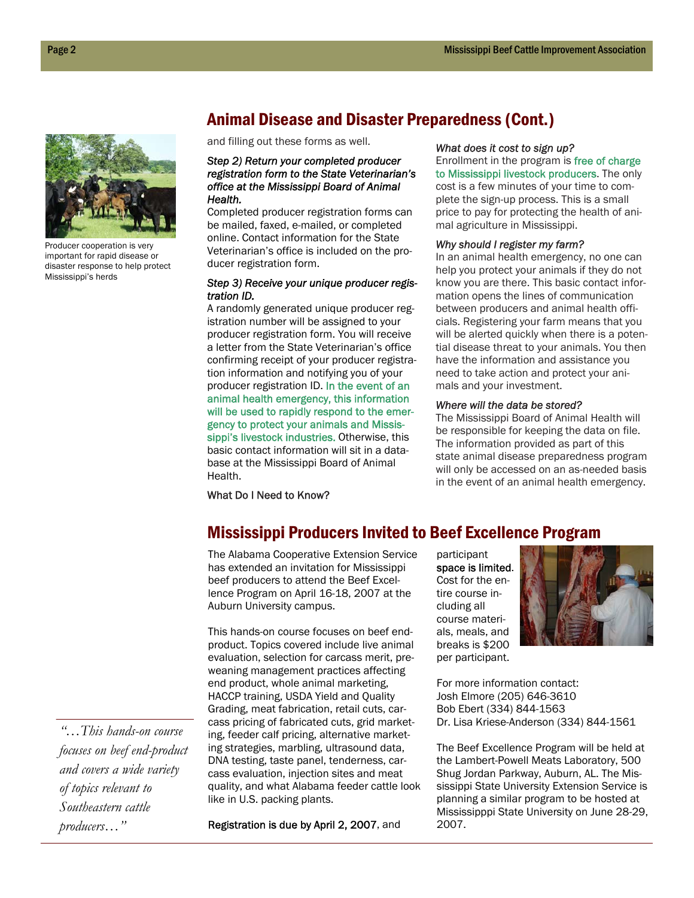## Animal Disease and Disaster Preparedness (Cont.)

Producer cooperation is very important for rapid disease or disaster response to help protect Mississippi's herds

and filling out these forms as well.

***Step 2) Return your completed producer registration form to the State Veterinarian's office at the Mississippi Board of Animal Health.***

Completed producer registration forms can be mailed, faxed, e-mailed, or completed online. Contact information for the State Veterinarian's office is included on the producer registration form.

***Step 3) Receive your unique producer registration ID.***

A randomly generated unique producer registration number will be assigned to your producer registration form. You will receive a letter from the State Veterinarian's office confirming receipt of your producer registration information and notifying you of your producer registration ID. In the event of an animal health emergency, this information will be used to rapidly respond to the emergency to protect your animals and Mississippi's livestock industries. Otherwise, this basic contact information will sit in a database at the Mississippi Board of Animal Health.

What Do I Need to Know?

*What does it cost to sign up?*

Enrollment in the program is free of charge to Mississippi livestock producers. The only cost is a few minutes of your time to complete the sign-up process. This is a small price to pay for protecting the health of animal agriculture in Mississippi.

*Why should I register my farm?*

In an animal health emergency, no one can help you protect your animals if they do not know you are there. This basic contact information opens the lines of communication between producers and animal health officials. Registering your farm means that you will be alerted quickly when there is a potential disease threat to your animals. You then have the information and assistance you need to take action and protect your animals and your investment.

*Where will the data be stored?*

The Mississippi Board of Animal Health will be responsible for keeping the data on file. The information provided as part of this state animal disease preparedness program will only be accessed on an as-needed basis in the event of an animal health emergency.

## Mississippi Producers Invited to Beef Excellence Program

The Alabama Cooperative Extension Service has extended an invitation for Mississippi beef producers to attend the Beef Excellence Program on April 16-18, 2007 at the Auburn University campus.

This hands-on course focuses on beef end-product. Topics covered include live animal evaluation, selection for carcass merit, preweaning management practices affecting end product, whole animal marketing, HACCP training, USDA Yield and Quality Grading, meat fabrication, retail cuts, carcass pricing of fabricated cuts, grid marketing, feeder calf pricing, alternative marketing strategies, marbling, ultrasound data, DNA testing, taste panel, tenderness, carcass evaluation, injection sites and meat quality, and what Alabama feeder cattle look like in U.S. packing plants.

*"…This hands-on course focuses on beef end-product and covers a wide variety of topics relevant to Southeastern cattle producers…"*

**Registration is due by April 2, 2007**, and participant **space is limited**. Cost for the entire course including all course materials, meals, and breaks is $200 per participant.

For more information contact:
Josh Elmore (205) 646-3610
Bob Ebert (334) 844-1563
Dr. Lisa Kriese-Anderson (334) 844-1561

The Beef Excellence Program will be held at the Lambert-Powell Meats Laboratory, 500 Shug Jordan Parkway, Auburn, AL. The Mississippi State University Extension Service is planning a similar program to be hosted at Mississipppi State University on June 28-29, 2007.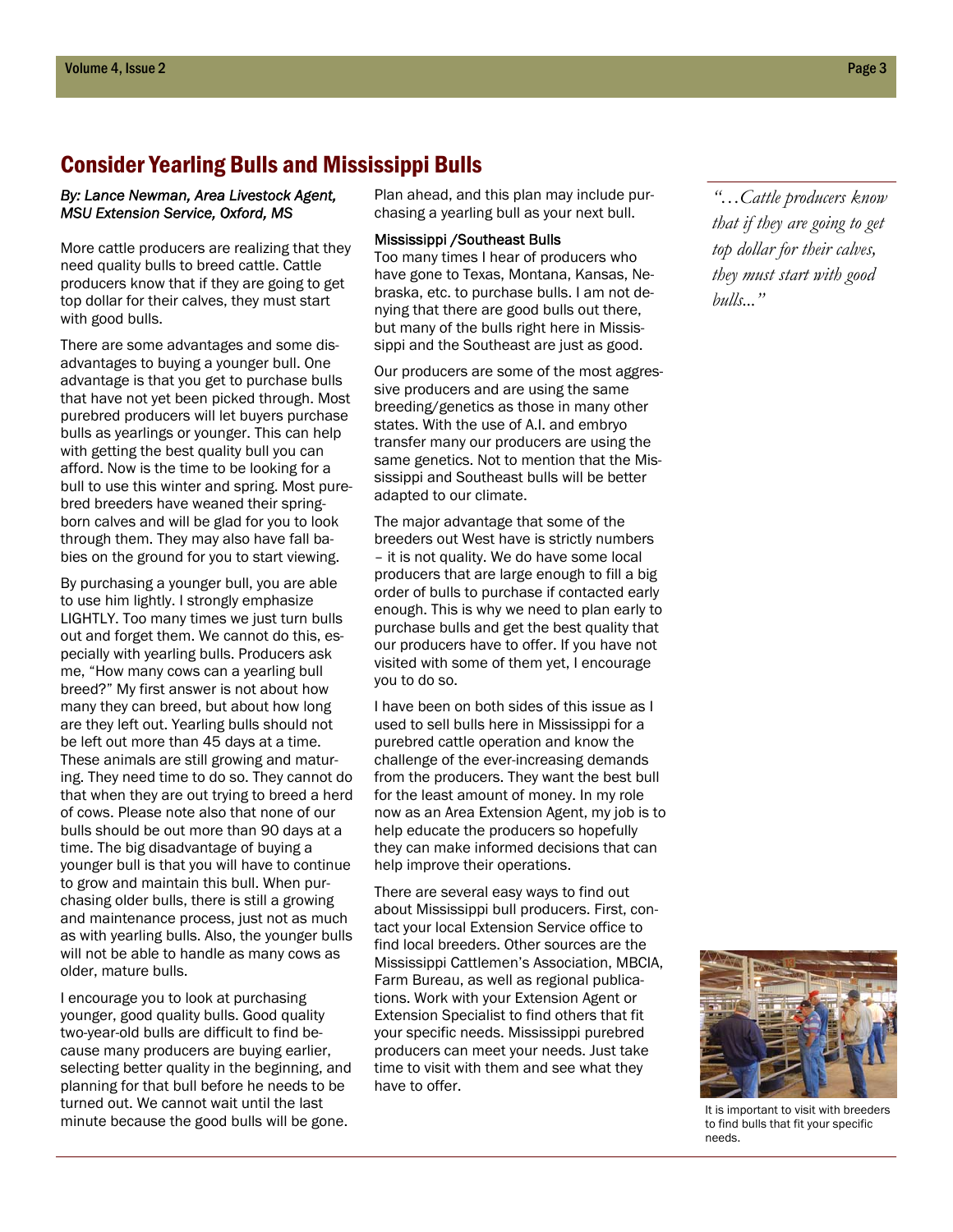## Consider Yearling Bulls and Mississippi Bulls

*By: Lance Newman, Area Livestock Agent, MSU Extension Service, Oxford, MS*

More cattle producers are realizing that they need quality bulls to breed cattle. Cattle producers know that if they are going to get top dollar for their calves, they must start with good bulls.

There are some advantages and some disadvantages to buying a younger bull. One advantage is that you get to purchase bulls that have not yet been picked through. Most purebred producers will let buyers purchase bulls as yearlings or younger. This can help with getting the best quality bull you can afford. Now is the time to be looking for a bull to use this winter and spring. Most purebred breeders have weaned their spring-born calves and will be glad for you to look through them. They may also have fall babies on the ground for you to start viewing.

By purchasing a younger bull, you are able to use him lightly. I strongly emphasize LIGHTLY. Too many times we just turn bulls out and forget them. We cannot do this, especially with yearling bulls. Producers ask me, "How many cows can a yearling bull breed?" My first answer is not about how many they can breed, but about how long are they left out. Yearling bulls should not be left out more than 45 days at a time. These animals are still growing and maturing. They need time to do so. They cannot do that when they are out trying to breed a herd of cows. Please note also that none of our bulls should be out more than 90 days at a time. The big disadvantage of buying a younger bull is that you will have to continue to grow and maintain this bull. When purchasing older bulls, there is still a growing and maintenance process, just not as much as with yearling bulls. Also, the younger bulls will not be able to handle as many cows as older, mature bulls.

I encourage you to look at purchasing younger, good quality bulls. Good quality two-year-old bulls are difficult to find because many producers are buying earlier, selecting better quality in the beginning, and planning for that bull before he needs to be turned out. We cannot wait until the last minute because the good bulls will be gone. Plan ahead, and this plan may include purchasing a yearling bull as your next bull.

### Mississippi /Southeast Bulls

Too many times I hear of producers who have gone to Texas, Montana, Kansas, Nebraska, etc. to purchase bulls. I am not denying that there are good bulls out there, but many of the bulls right here in Mississippi and the Southeast are just as good.

Our producers are some of the most aggressive producers and are using the same breeding/genetics as those in many other states. With the use of A.I. and embryo transfer many our producers are using the same genetics. Not to mention that the Mississippi and Southeast bulls will be better adapted to our climate.

The major advantage that some of the breeders out West have is strictly numbers – it is not quality. We do have some local producers that are large enough to fill a big order of bulls to purchase if contacted early enough. This is why we need to plan early to purchase bulls and get the best quality that our producers have to offer. If you have not visited with some of them yet, I encourage you to do so.

I have been on both sides of this issue as I used to sell bulls here in Mississippi for a purebred cattle operation and know the challenge of the ever-increasing demands from the producers. They want the best bull for the least amount of money. In my role now as an Area Extension Agent, my job is to help educate the producers so hopefully they can make informed decisions that can help improve their operations.

There are several easy ways to find out about Mississippi bull producers. First, contact your local Extension Service office to find local breeders. Other sources are the Mississippi Cattlemen's Association, MBCIA, Farm Bureau, as well as regional publications. Work with your Extension Agent or Extension Specialist to find others that fit your specific needs. Mississippi purebred producers can meet your needs. Just take time to visit with them and see what they have to offer.

*"…Cattle producers know that if they are going to get top dollar for their calves, they must start with good bulls..."*

It is important to visit with breeders to find bulls that fit your specific needs.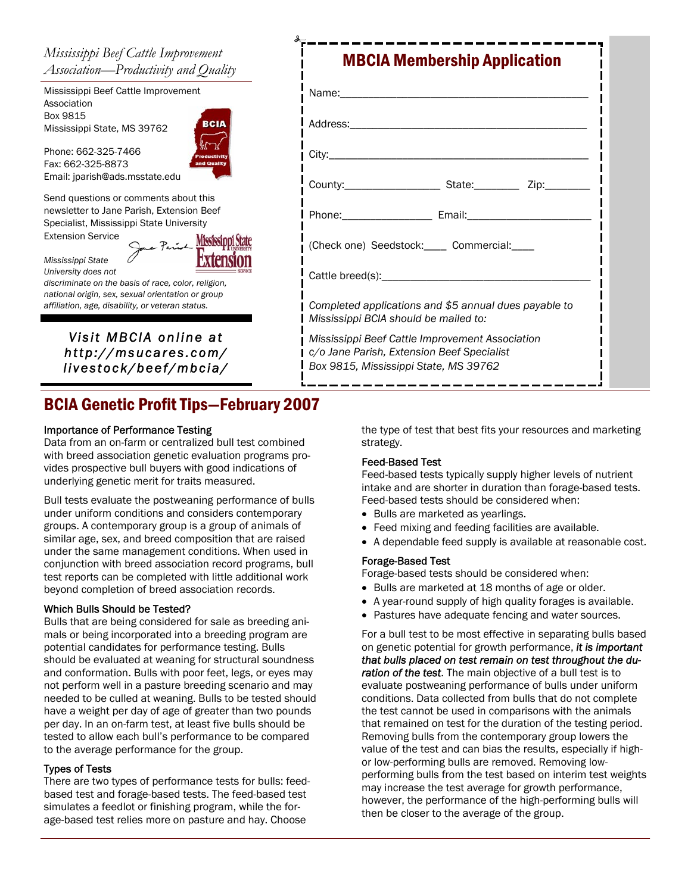*Mississippi Beef Cattle Improvement Association—Productivity and Quality*

Mississippi Beef Cattle Improvement Association
Box 9815
Mississippi State, MS 39762

Phone: 662-325-7466
Fax: 662-325-8873
Email: jparish@ads.msstate.edu

Send questions or comments about this newsletter to Jane Parish, Extension Beef Specialist, Mississippi State University Extension Service

*Mississippi State University does not discriminate on the basis of race, color, religion, national origin, sex, sexual orientation or group affiliation, age, disability, or veteran status.*

***Visit MBCIA online at http://msucares.com/livestock/beef/mbcia/***

## MBCIA Membership Application

Name:_______________________________________

Address:_____________________________________

City:________________________________________

County:_______________ State:________ Zip:________

Phone:_______________ Email:____________________

(Check one) Seedstock:____ Commercial:____

Cattle breed(s):_______________________________

*Completed applications and $5 annual dues payable to Mississippi BCIA should be mailed to:*

*Mississippi Beef Cattle Improvement Association*
*c/o Jane Parish, Extension Beef Specialist*
*Box 9815, Mississippi State, MS 39762*

# BCIA Genetic Profit Tips—February 2007

### Importance of Performance Testing

Data from an on-farm or centralized bull test combined with breed association genetic evaluation programs provides prospective bull buyers with good indications of underlying genetic merit for traits measured.

Bull tests evaluate the postweaning performance of bulls under uniform conditions and considers contemporary groups. A contemporary group is a group of animals of similar age, sex, and breed composition that are raised under the same management conditions. When used in conjunction with breed association record programs, bull test reports can be completed with little additional work beyond completion of breed association records.

### Which Bulls Should be Tested?

Bulls that are being considered for sale as breeding animals or being incorporated into a breeding program are potential candidates for performance testing. Bulls should be evaluated at weaning for structural soundness and conformation. Bulls with poor feet, legs, or eyes may not perform well in a pasture breeding scenario and may needed to be culled at weaning. Bulls to be tested should have a weight per day of age of greater than two pounds per day. In an on-farm test, at least five bulls should be tested to allow each bull's performance to be compared to the average performance for the group.

### Types of Tests

There are two types of performance tests for bulls: feed-based test and forage-based tests. The feed-based test simulates a feedlot or finishing program, while the forage-based test relies more on pasture and hay. Choose the type of test that best fits your resources and marketing strategy.

### Feed-Based Test

Feed-based tests typically supply higher levels of nutrient intake and are shorter in duration than forage-based tests. Feed-based tests should be considered when:

- Bulls are marketed as yearlings.
- Feed mixing and feeding facilities are available.
- A dependable feed supply is available at reasonable cost.

### Forage-Based Test

Forage-based tests should be considered when:

- Bulls are marketed at 18 months of age or older.
- A year-round supply of high quality forages is available.
- Pastures have adequate fencing and water sources.

For a bull test to be most effective in separating bulls based on genetic potential for growth performance, ***it is important that bulls placed on test remain on test throughout the duration of the test***. The main objective of a bull test is to evaluate postweaning performance of bulls under uniform conditions. Data collected from bulls that do not complete the test cannot be used in comparisons with the animals that remained on test for the duration of the testing period. Removing bulls from the contemporary group lowers the value of the test and can bias the results, especially if high- or low-performing bulls are removed. Removing low-performing bulls from the test based on interim test weights may increase the test average for growth performance, however, the performance of the high-performing bulls will then be closer to the average of the group.